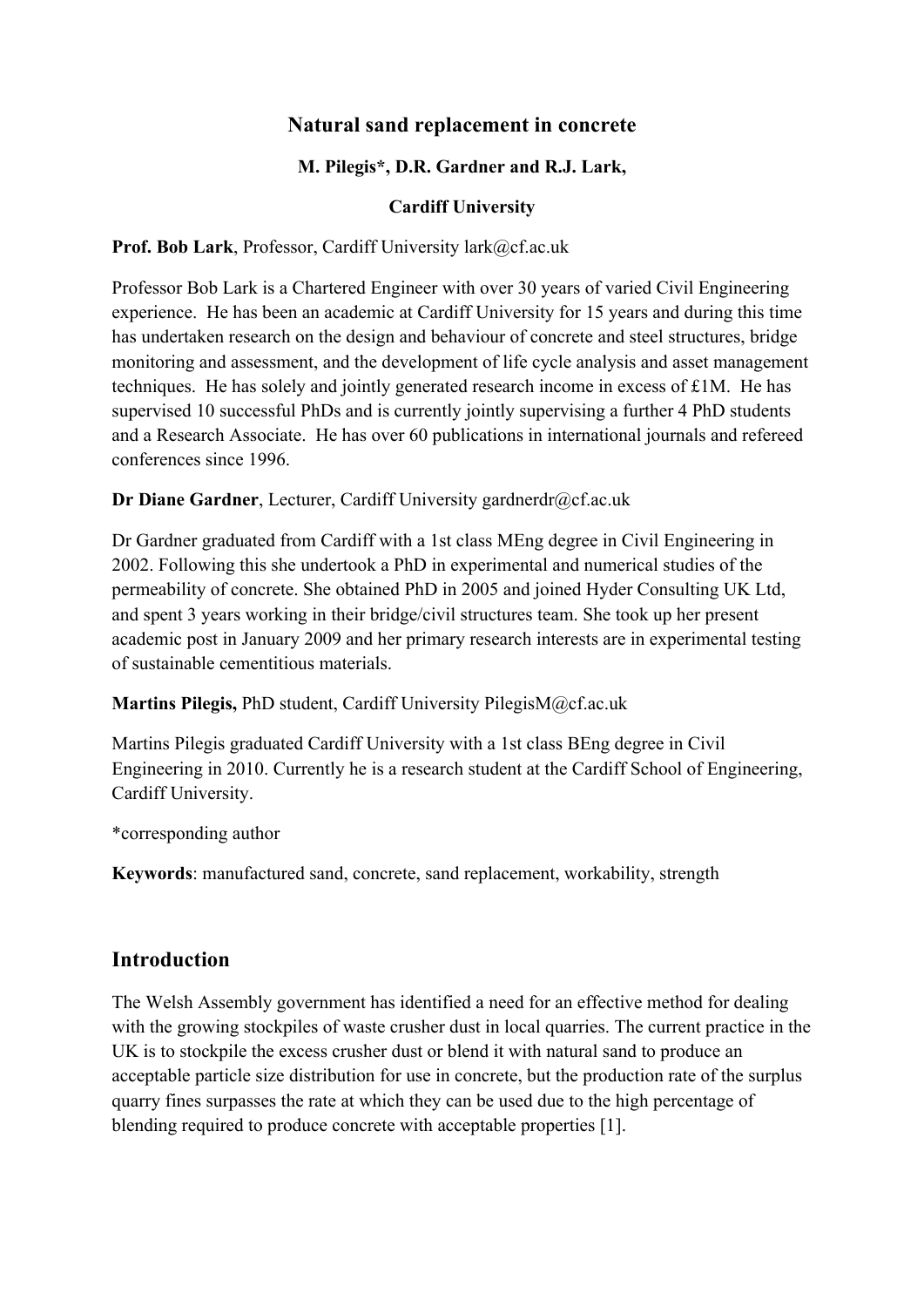# Natural sand replacement in concrete

**M. Pilegis*, D.R. Gardner and R.J. Lark,**

**Cardiff University**

**Prof. Bob Lark**, Professor, Cardiff University lark@cf.ac.uk

Professor Bob Lark is a Chartered Engineer with over 30 years of varied Civil Engineering experience. He has been an academic at Cardiff University for 15 years and during this time has undertaken research on the design and behaviour of concrete and steel structures, bridge monitoring and assessment, and the development of life cycle analysis and asset management techniques. He has solely and jointly generated research income in excess of £1M. He has supervised 10 successful PhDs and is currently jointly supervising a further 4 PhD students and a Research Associate. He has over 60 publications in international journals and refereed conferences since 1996.

**Dr Diane Gardner**, Lecturer, Cardiff University gardnerdr@cf.ac.uk

Dr Gardner graduated from Cardiff with a 1st class MEng degree in Civil Engineering in 2002. Following this she undertook a PhD in experimental and numerical studies of the permeability of concrete. She obtained PhD in 2005 and joined Hyder Consulting UK Ltd, and spent 3 years working in their bridge/civil structures team. She took up her present academic post in January 2009 and her primary research interests are in experimental testing of sustainable cementitious materials.

**Martins Pilegis,** PhD student, Cardiff University PilegisM@cf.ac.uk

Martins Pilegis graduated Cardiff University with a 1st class BEng degree in Civil Engineering in 2010. Currently he is a research student at the Cardiff School of Engineering, Cardiff University.

*corresponding author

**Keywords**: manufactured sand, concrete, sand replacement, workability, strength

## Introduction

The Welsh Assembly government has identified a need for an effective method for dealing with the growing stockpiles of waste crusher dust in local quarries. The current practice in the UK is to stockpile the excess crusher dust or blend it with natural sand to produce an acceptable particle size distribution for use in concrete, but the production rate of the surplus quarry fines surpasses the rate at which they can be used due to the high percentage of blending required to produce concrete with acceptable properties [1].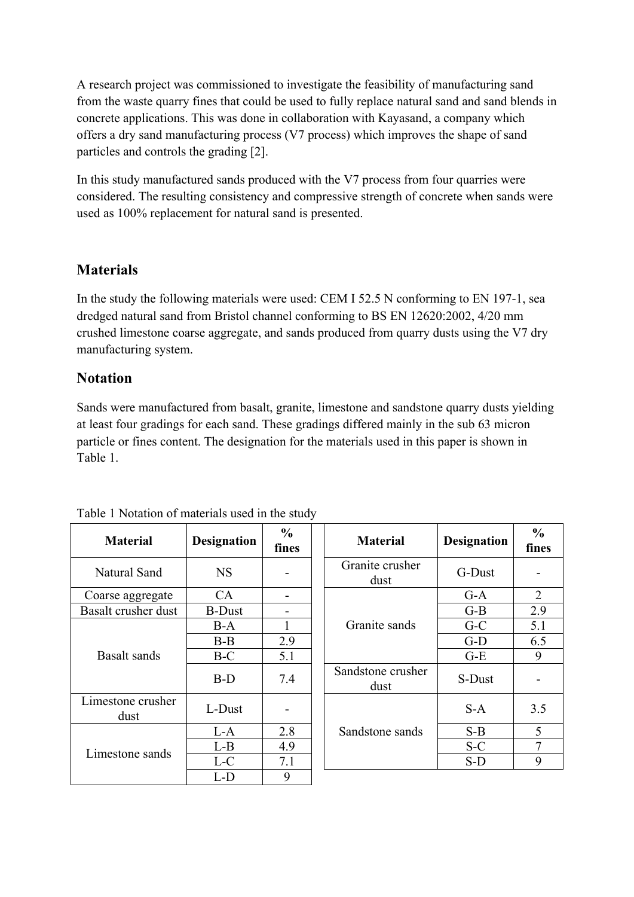A research project was commissioned to investigate the feasibility of manufacturing sand from the waste quarry fines that could be used to fully replace natural sand and sand blends in concrete applications. This was done in collaboration with Kayasand, a company which offers a dry sand manufacturing process (V7 process) which improves the shape of sand particles and controls the grading [2].

In this study manufactured sands produced with the V7 process from four quarries were considered. The resulting consistency and compressive strength of concrete when sands were used as 100% replacement for natural sand is presented.

## Materials

In the study the following materials were used: CEM I 52.5 N conforming to EN 197-1, sea dredged natural sand from Bristol channel conforming to BS EN 12620:2002, 4/20 mm crushed limestone coarse aggregate, and sands produced from quarry dusts using the V7 dry manufacturing system.

## Notation

Sands were manufactured from basalt, granite, limestone and sandstone quarry dusts yielding at least four gradings for each sand. These gradings differed mainly in the sub 63 micron particle or fines content. The designation for the materials used in this paper is shown in Table 1.

Table 1 Notation of materials used in the study

| Material | Designation | % fines |
|---|---|---|
| Natural Sand | NS | - |
| Coarse aggregate | CA | - |
| Basalt crusher dust | B-Dust | - |
| Basalt sands | B-A | 1 |
| | B-B | 2.9 |
| | B-C | 5.1 |
| | B-D | 7.4 |
| Limestone crusher dust | L-Dust | - |
| Limestone sands | L-A | 2.8 |
| | L-B | 4.9 |
| | L-C | 7.1 |
| | L-D | 9 |

| Material | Designation | % fines |
|---|---|---|
| Granite crusher dust | G-Dust | - |
| Granite sands | G-A | 2 |
| | G-B | 2.9 |
| | G-C | 5.1 |
| | G-D | 6.5 |
| | G-E | 9 |
| Sandstone crusher dust | S-Dust | - |
| Sandstone sands | S-A | 3.5 |
| | S-B | 5 |
| | S-C | 7 |
| | S-D | 9 |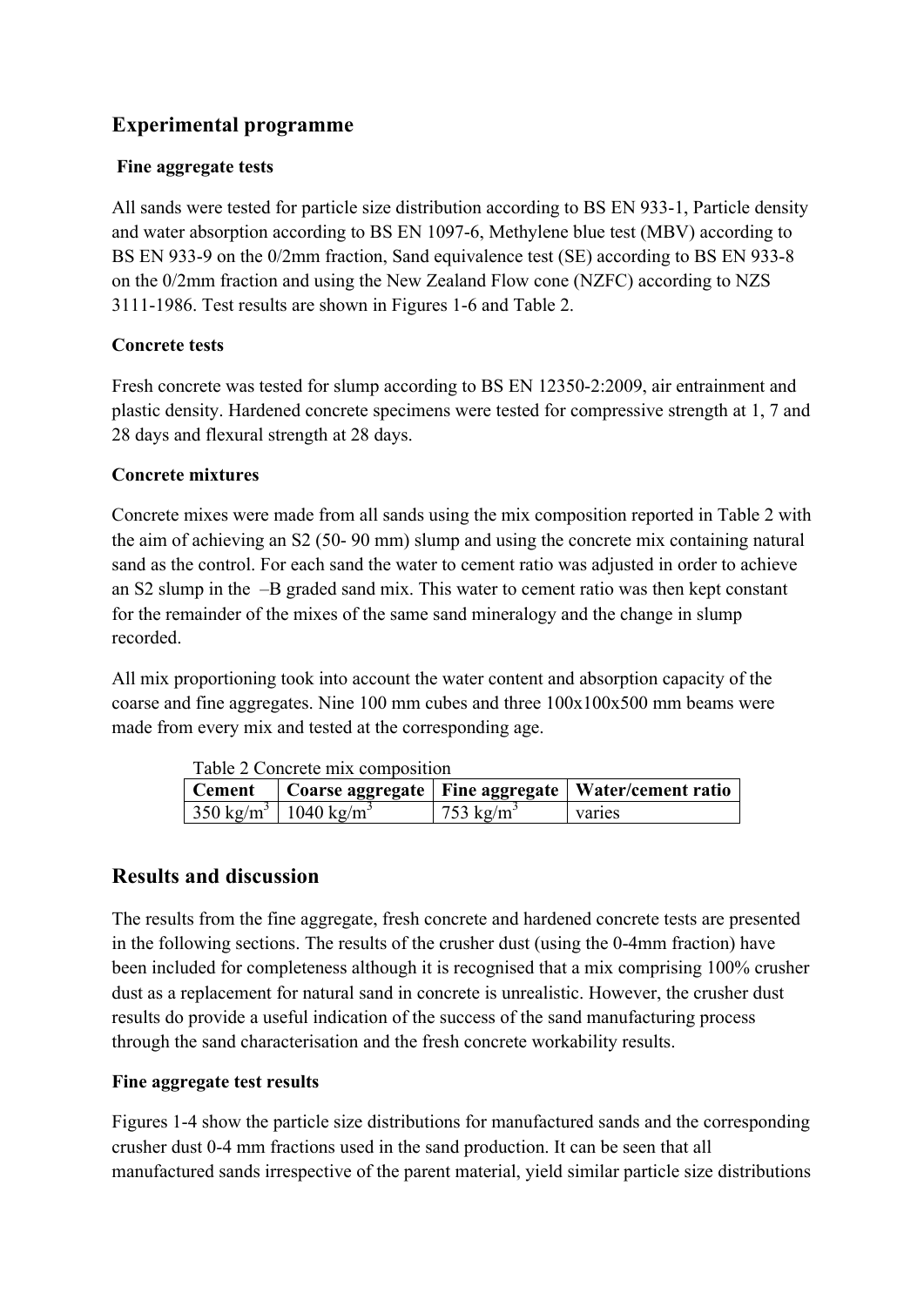## Experimental programme

### Fine aggregate tests

All sands were tested for particle size distribution according to BS EN 933-1, Particle density and water absorption according to BS EN 1097-6, Methylene blue test (MBV) according to BS EN 933-9 on the 0/2mm fraction, Sand equivalence test (SE) according to BS EN 933-8 on the 0/2mm fraction and using the New Zealand Flow cone (NZFC) according to NZS 3111-1986. Test results are shown in Figures 1-6 and Table 2.

### Concrete tests

Fresh concrete was tested for slump according to BS EN 12350-2:2009, air entrainment and plastic density. Hardened concrete specimens were tested for compressive strength at 1, 7 and 28 days and flexural strength at 28 days.

### Concrete mixtures

Concrete mixes were made from all sands using the mix composition reported in Table 2 with the aim of achieving an S2 (50- 90 mm) slump and using the concrete mix containing natural sand as the control. For each sand the water to cement ratio was adjusted in order to achieve an S2 slump in the –B graded sand mix. This water to cement ratio was then kept constant for the remainder of the mixes of the same sand mineralogy and the change in slump recorded.

All mix proportioning took into account the water content and absorption capacity of the coarse and fine aggregates. Nine 100 mm cubes and three 100x100x500 mm beams were made from every mix and tested at the corresponding age.

Table 2 Concrete mix composition

| Cement | Coarse aggregate | Fine aggregate | Water/cement ratio |
|---|---|---|---|
| 350 kg/m$^3$ | 1040 kg/m$^3$ | 753 kg/m$^3$ | varies |

## Results and discussion

The results from the fine aggregate, fresh concrete and hardened concrete tests are presented in the following sections. The results of the crusher dust (using the 0-4mm fraction) have been included for completeness although it is recognised that a mix comprising 100% crusher dust as a replacement for natural sand in concrete is unrealistic. However, the crusher dust results do provide a useful indication of the success of the sand manufacturing process through the sand characterisation and the fresh concrete workability results.

### Fine aggregate test results

Figures 1-4 show the particle size distributions for manufactured sands and the corresponding crusher dust 0-4 mm fractions used in the sand production. It can be seen that all manufactured sands irrespective of the parent material, yield similar particle size distributions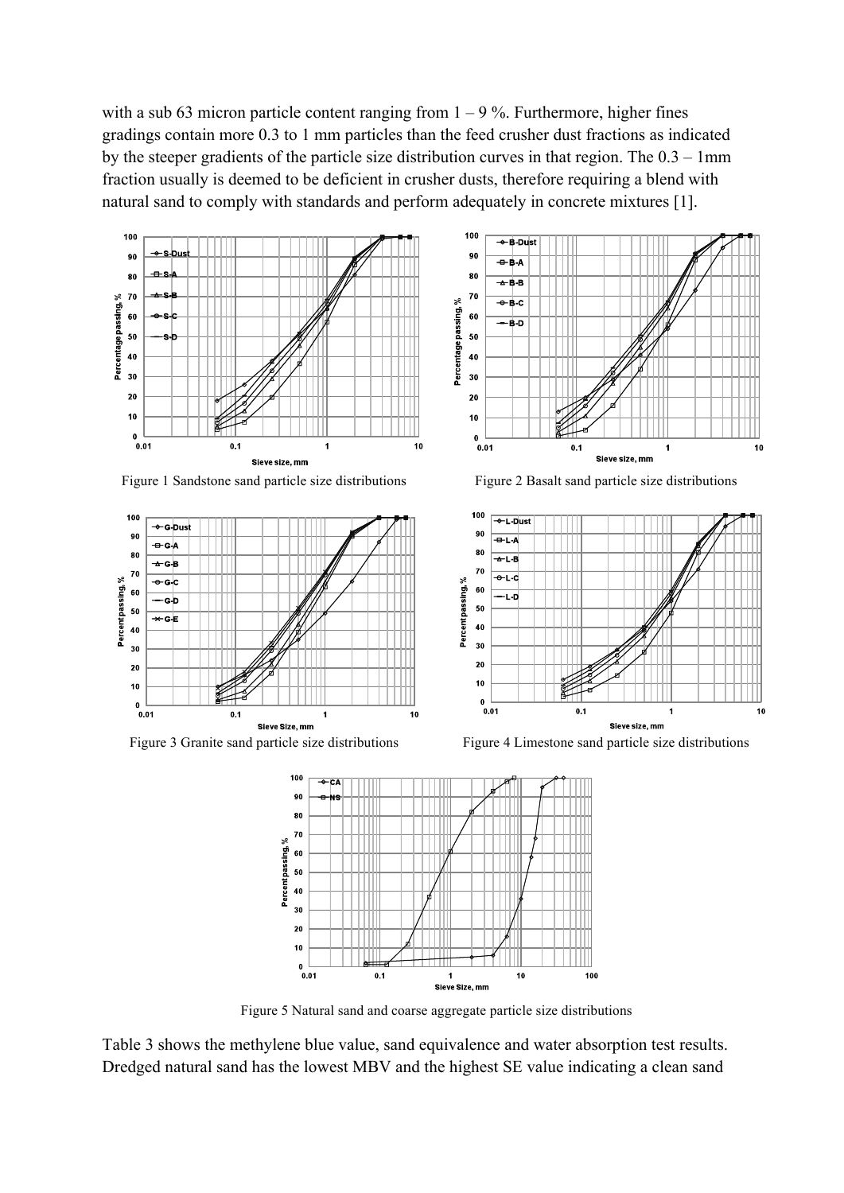with a sub 63 micron particle content ranging from 1 – 9 %. Furthermore, higher fines gradings contain more 0.3 to 1 mm particles than the feed crusher dust fractions as indicated by the steeper gradients of the particle size distribution curves in that region. The 0.3 – 1mm fraction usually is deemed to be deficient in crusher dusts, therefore requiring a blend with natural sand to comply with standards and perform adequately in concrete mixtures [1].

Figure 1 Sandstone sand particle size distributions

Figure 2 Basalt sand particle size distributions

Figure 3 Granite sand particle size distributions

Figure 4 Limestone sand particle size distributions

Figure 5 Natural sand and coarse aggregate particle size distributions

Table 3 shows the methylene blue value, sand equivalence and water absorption test results. Dredged natural sand has the lowest MBV and the highest SE value indicating a clean sand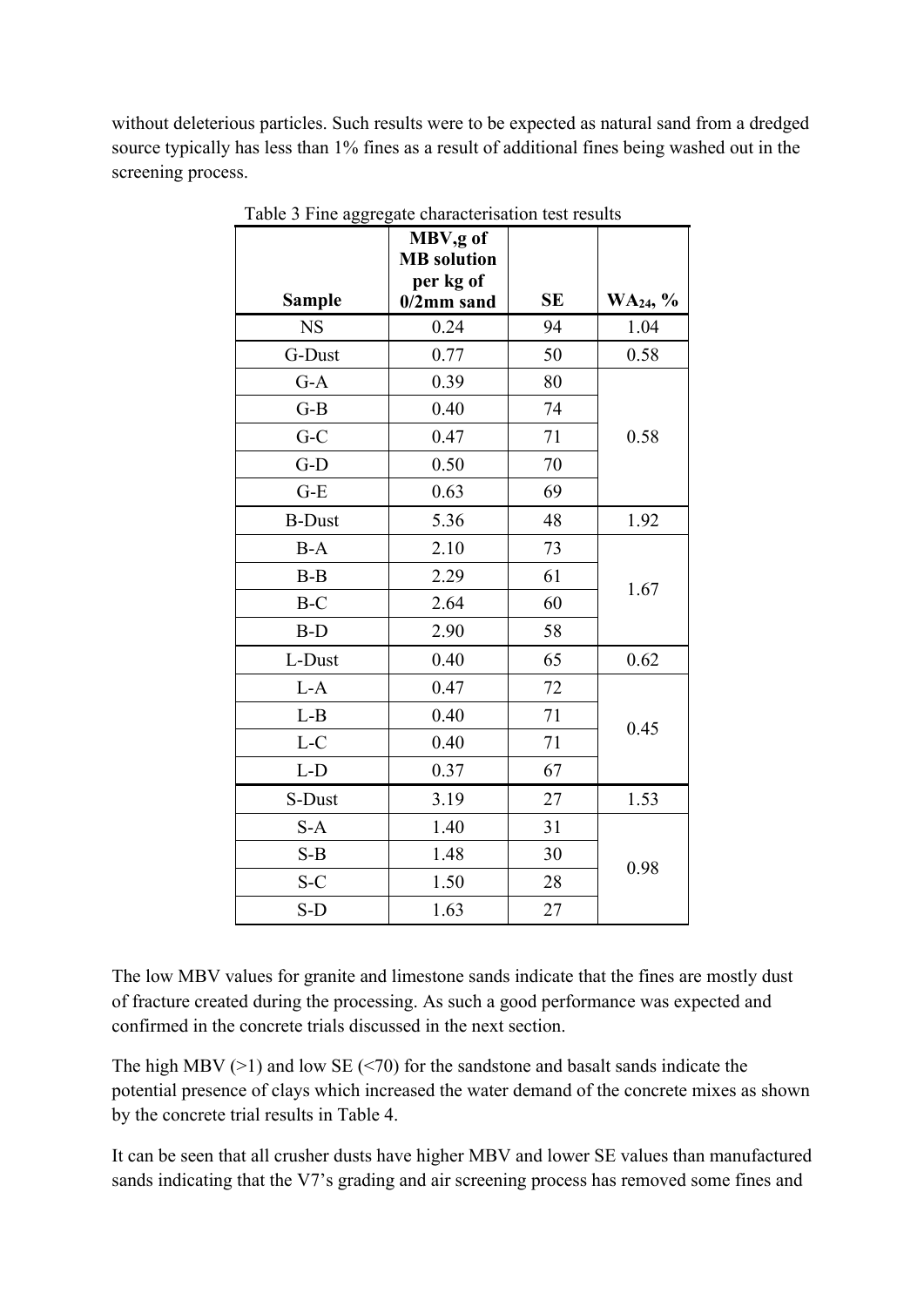without deleterious particles. Such results were to be expected as natural sand from a dredged source typically has less than 1% fines as a result of additional fines being washed out in the screening process.

Table 3 Fine aggregate characterisation test results

| Sample | MBV,g of MB solution per kg of 0/2mm sand | SE | $WA_{24}$, % |
|---|---|---|---|
| NS | 0.24 | 94 | 1.04 |
| G-Dust | 0.77 | 50 | 0.58 |
| G-A | 0.39 | 80 | 0.58 |
| G-B | 0.40 | 74 | |
| G-C | 0.47 | 71 | |
| G-D | 0.50 | 70 | |
| G-E | 0.63 | 69 | |
| B-Dust | 5.36 | 48 | 1.92 |
| B-A | 2.10 | 73 | 1.67 |
| B-B | 2.29 | 61 | |
| B-C | 2.64 | 60 | |
| B-D | 2.90 | 58 | |
| L-Dust | 0.40 | 65 | 0.62 |
| L-A | 0.47 | 72 | 0.45 |
| L-B | 0.40 | 71 | |
| L-C | 0.40 | 71 | |
| L-D | 0.37 | 67 | |
| S-Dust | 3.19 | 27 | 1.53 |
| S-A | 1.40 | 31 | 0.98 |
| S-B | 1.48 | 30 | |
| S-C | 1.50 | 28 | |
| S-D | 1.63 | 27 | |

The low MBV values for granite and limestone sands indicate that the fines are mostly dust of fracture created during the processing. As such a good performance was expected and confirmed in the concrete trials discussed in the next section.

The high MBV (>1) and low SE (<70) for the sandstone and basalt sands indicate the potential presence of clays which increased the water demand of the concrete mixes as shown by the concrete trial results in Table 4.

It can be seen that all crusher dusts have higher MBV and lower SE values than manufactured sands indicating that the V7's grading and air screening process has removed some fines and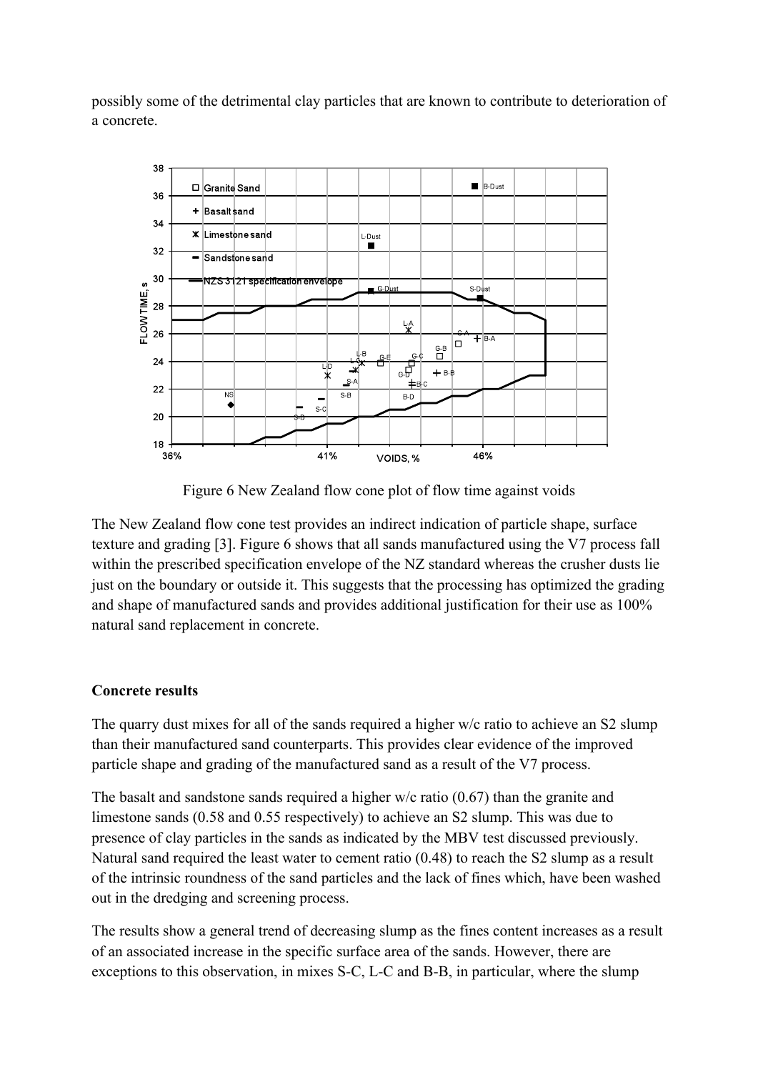possibly some of the detrimental clay particles that are known to contribute to deterioration of a concrete.

Figure 6 New Zealand flow cone plot of flow time against voids

The New Zealand flow cone test provides an indirect indication of particle shape, surface texture and grading [3]. Figure 6 shows that all sands manufactured using the V7 process fall within the prescribed specification envelope of the NZ standard whereas the crusher dusts lie just on the boundary or outside it. This suggests that the processing has optimized the grading and shape of manufactured sands and provides additional justification for their use as 100% natural sand replacement in concrete.

**Concrete results**

The quarry dust mixes for all of the sands required a higher w/c ratio to achieve an S2 slump than their manufactured sand counterparts. This provides clear evidence of the improved particle shape and grading of the manufactured sand as a result of the V7 process.

The basalt and sandstone sands required a higher w/c ratio (0.67) than the granite and limestone sands (0.58 and 0.55 respectively) to achieve an S2 slump. This was due to presence of clay particles in the sands as indicated by the MBV test discussed previously. Natural sand required the least water to cement ratio (0.48) to reach the S2 slump as a result of the intrinsic roundness of the sand particles and the lack of fines which, have been washed out in the dredging and screening process.

The results show a general trend of decreasing slump as the fines content increases as a result of an associated increase in the specific surface area of the sands. However, there are exceptions to this observation, in mixes S-C, L-C and B-B, in particular, where the slump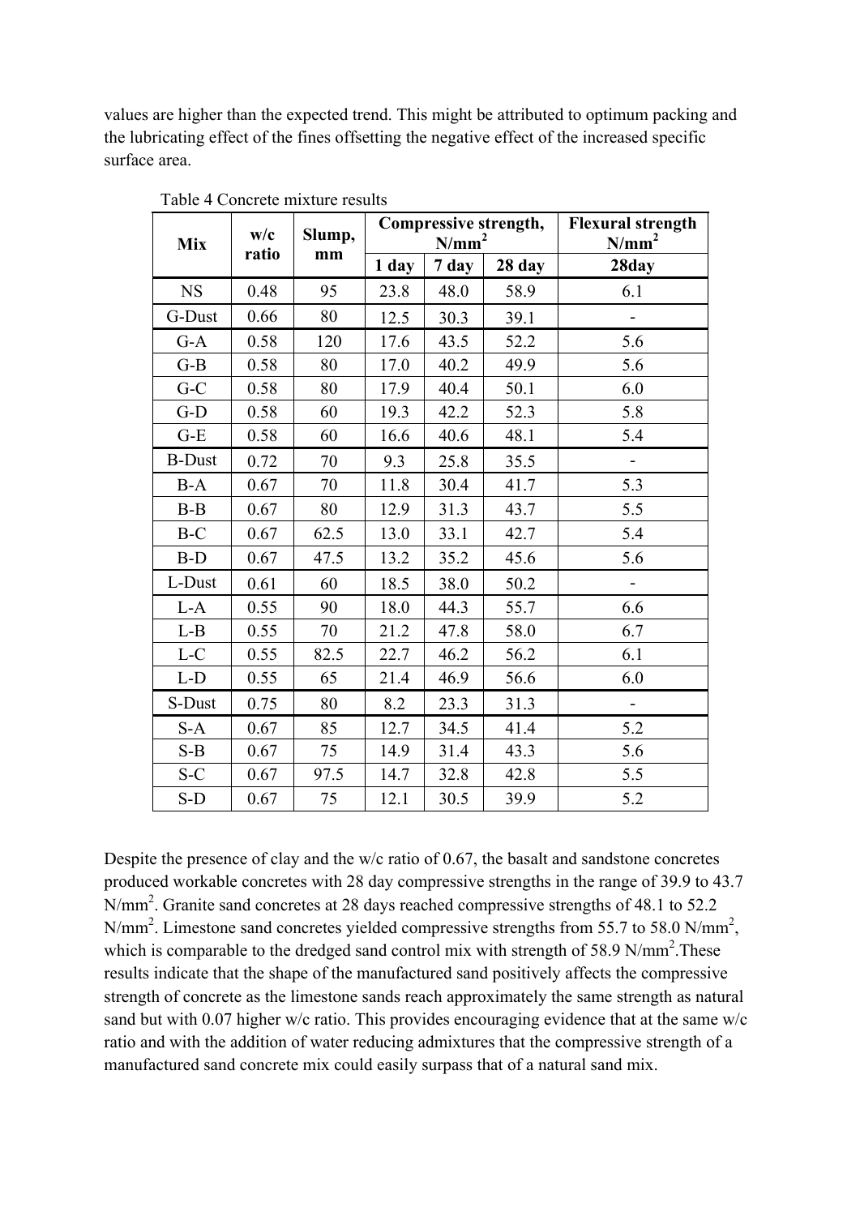values are higher than the expected trend. This might be attributed to optimum packing and the lubricating effect of the fines offsetting the negative effect of the increased specific surface area.

Table 4 Concrete mixture results

| Mix | w/c ratio | Slump, mm | Compressive strength, $N/mm^2$ | | | Flexural strength $N/mm^2$ |
|---|---|---|---|---|---|---|
| | | | 1 day | 7 day | 28 day | 28day |
| NS | 0.48 | 95 | 23.8 | 48.0 | 58.9 | 6.1 |
| G-Dust | 0.66 | 80 | 12.5 | 30.3 | 39.1 | - |
| G-A | 0.58 | 120 | 17.6 | 43.5 | 52.2 | 5.6 |
| G-B | 0.58 | 80 | 17.0 | 40.2 | 49.9 | 5.6 |
| G-C | 0.58 | 80 | 17.9 | 40.4 | 50.1 | 6.0 |
| G-D | 0.58 | 60 | 19.3 | 42.2 | 52.3 | 5.8 |
| G-E | 0.58 | 60 | 16.6 | 40.6 | 48.1 | 5.4 |
| B-Dust | 0.72 | 70 | 9.3 | 25.8 | 35.5 | - |
| B-A | 0.67 | 70 | 11.8 | 30.4 | 41.7 | 5.3 |
| B-B | 0.67 | 80 | 12.9 | 31.3 | 43.7 | 5.5 |
| B-C | 0.67 | 62.5 | 13.0 | 33.1 | 42.7 | 5.4 |
| B-D | 0.67 | 47.5 | 13.2 | 35.2 | 45.6 | 5.6 |
| L-Dust | 0.61 | 60 | 18.5 | 38.0 | 50.2 | - |
| L-A | 0.55 | 90 | 18.0 | 44.3 | 55.7 | 6.6 |
| L-B | 0.55 | 70 | 21.2 | 47.8 | 58.0 | 6.7 |
| L-C | 0.55 | 82.5 | 22.7 | 46.2 | 56.2 | 6.1 |
| L-D | 0.55 | 65 | 21.4 | 46.9 | 56.6 | 6.0 |
| S-Dust | 0.75 | 80 | 8.2 | 23.3 | 31.3 | - |
| S-A | 0.67 | 85 | 12.7 | 34.5 | 41.4 | 5.2 |
| S-B | 0.67 | 75 | 14.9 | 31.4 | 43.3 | 5.6 |
| S-C | 0.67 | 97.5 | 14.7 | 32.8 | 42.8 | 5.5 |
| S-D | 0.67 | 75 | 12.1 | 30.5 | 39.9 | 5.2 |

Despite the presence of clay and the w/c ratio of 0.67, the basalt and sandstone concretes produced workable concretes with 28 day compressive strengths in the range of 39.9 to 43.7 $N/mm^2$. Granite sand concretes at 28 days reached compressive strengths of 48.1 to 52.2 $N/mm^2$. Limestone sand concretes yielded compressive strengths from 55.7 to 58.0 $N/mm^2$, which is comparable to the dredged sand control mix with strength of 58.9 $N/mm^2$.These results indicate that the shape of the manufactured sand positively affects the compressive strength of concrete as the limestone sands reach approximately the same strength as natural sand but with 0.07 higher w/c ratio. This provides encouraging evidence that at the same w/c ratio and with the addition of water reducing admixtures that the compressive strength of a manufactured sand concrete mix could easily surpass that of a natural sand mix.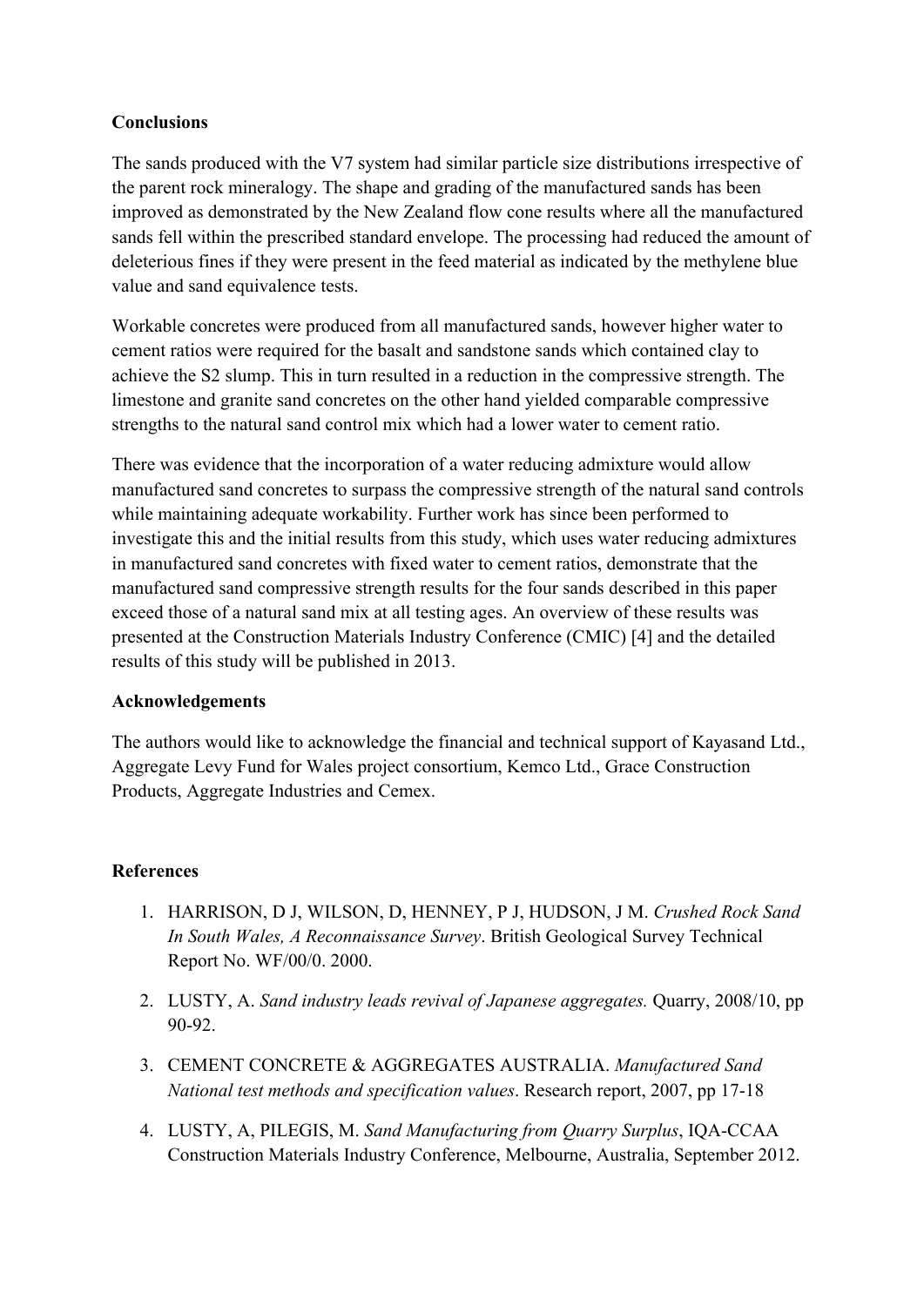## Conclusions

The sands produced with the V7 system had similar particle size distributions irrespective of the parent rock mineralogy. The shape and grading of the manufactured sands has been improved as demonstrated by the New Zealand flow cone results where all the manufactured sands fell within the prescribed standard envelope. The processing had reduced the amount of deleterious fines if they were present in the feed material as indicated by the methylene blue value and sand equivalence tests.

Workable concretes were produced from all manufactured sands, however higher water to cement ratios were required for the basalt and sandstone sands which contained clay to achieve the S2 slump. This in turn resulted in a reduction in the compressive strength. The limestone and granite sand concretes on the other hand yielded comparable compressive strengths to the natural sand control mix which had a lower water to cement ratio.

There was evidence that the incorporation of a water reducing admixture would allow manufactured sand concretes to surpass the compressive strength of the natural sand controls while maintaining adequate workability. Further work has since been performed to investigate this and the initial results from this study, which uses water reducing admixtures in manufactured sand concretes with fixed water to cement ratios, demonstrate that the manufactured sand compressive strength results for the four sands described in this paper exceed those of a natural sand mix at all testing ages. An overview of these results was presented at the Construction Materials Industry Conference (CMIC) [4] and the detailed results of this study will be published in 2013.

## Acknowledgements

The authors would like to acknowledge the financial and technical support of Kayasand Ltd., Aggregate Levy Fund for Wales project consortium, Kemco Ltd., Grace Construction Products, Aggregate Industries and Cemex.

## References

1. HARRISON, D J, WILSON, D, HENNEY, P J, HUDSON, J M. *Crushed Rock Sand In South Wales, A Reconnaissance Survey*. British Geological Survey Technical Report No. WF/00/0. 2000.
2. LUSTY, A. *Sand industry leads revival of Japanese aggregates.* Quarry, 2008/10, pp 90-92.
3. CEMENT CONCRETE & AGGREGATES AUSTRALIA. *Manufactured Sand National test methods and specification values*. Research report, 2007, pp 17-18
4. LUSTY, A, PILEGIS, M. *Sand Manufacturing from Quarry Surplus*, IQA-CCAA Construction Materials Industry Conference, Melbourne, Australia, September 2012.